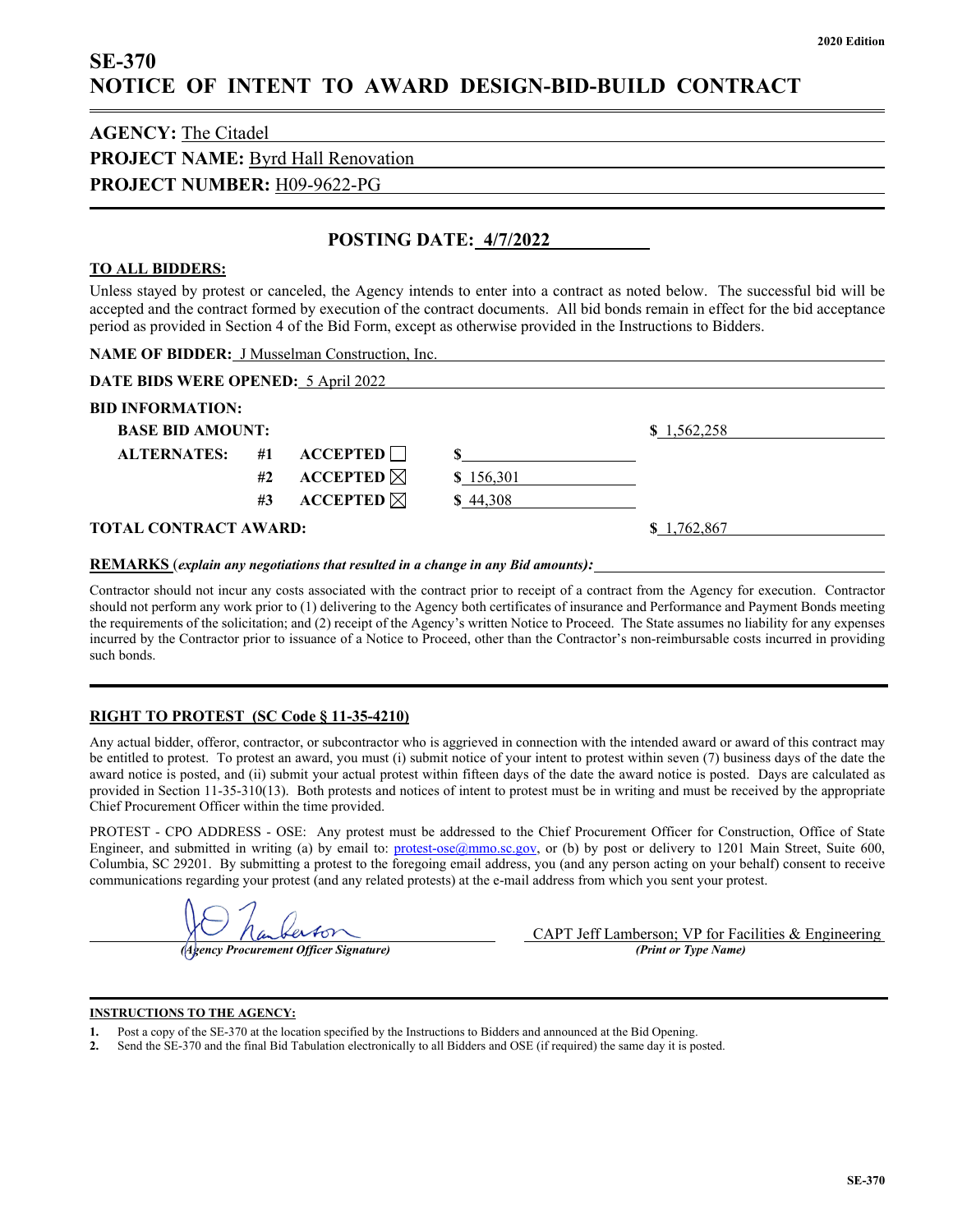2020 Edition

# SE-370
# NOTICE OF INTENT TO AWARD DESIGN-BID-BUILD CONTRACT

**AGENCY:** The Citadel

**PROJECT NAME:** Byrd Hall Renovation

**PROJECT NUMBER:** H09-9622-PG

## POSTING DATE: 4/7/2022

**TO ALL BIDDERS:**

Unless stayed by protest or canceled, the Agency intends to enter into a contract as noted below. The successful bid will be accepted and the contract formed by execution of the contract documents. All bid bonds remain in effect for the bid acceptance period as provided in Section 4 of the Bid Form, except as otherwise provided in the Instructions to Bidders.

**NAME OF BIDDER:** J Musselman Construction, Inc.

**DATE BIDS WERE OPENED:** 5 April 2022

**BID INFORMATION:**

| | | | | |
|---|---|---|---|---|
| **BASE BID AMOUNT:** | | | | $ 1,562,258 |
| **ALTERNATES:** | #1 | ACCEPTED ☐ | $ | |
| | #2 | ACCEPTED ☒ | $ 156,301 | |
| | #3 | ACCEPTED ☒ | $ 44,308 | |
| **TOTAL CONTRACT AWARD:** | | | | $ 1,762,867 |

**REMARKS** (*explain any negotiations that resulted in a change in any Bid amounts):*

Contractor should not incur any costs associated with the contract prior to receipt of a contract from the Agency for execution. Contractor should not perform any work prior to (1) delivering to the Agency both certificates of insurance and Performance and Payment Bonds meeting the requirements of the solicitation; and (2) receipt of the Agency's written Notice to Proceed. The State assumes no liability for any expenses incurred by the Contractor prior to issuance of a Notice to Proceed, other than the Contractor's non-reimbursable costs incurred in providing such bonds.

**RIGHT TO PROTEST (SC Code § 11-35-4210)**

Any actual bidder, offeror, contractor, or subcontractor who is aggrieved in connection with the intended award or award of this contract may be entitled to protest. To protest an award, you must (i) submit notice of your intent to protest within seven (7) business days of the date the award notice is posted, and (ii) submit your actual protest within fifteen days of the date the award notice is posted. Days are calculated as provided in Section 11-35-310(13). Both protests and notices of intent to protest must be in writing and must be received by the appropriate Chief Procurement Officer within the time provided.

PROTEST - CPO ADDRESS - OSE: Any protest must be addressed to the Chief Procurement Officer for Construction, Office of State Engineer, and submitted in writing (a) by email to: protest-ose@mmo.sc.gov, or (b) by post or delivery to 1201 Main Street, Suite 600, Columbia, SC 29201. By submitting a protest to the foregoing email address, you (and any person acting on your behalf) consent to receive communications regarding your protest (and any related protests) at the e-mail address from which you sent your protest.

[Signature] *(Agency Procurement Officer Signature)*

CAPT Jeff Lamberson; VP for Facilities & Engineering *(Print or Type Name)*

**INSTRUCTIONS TO THE AGENCY:**

1. Post a copy of the SE-370 at the location specified by the Instructions to Bidders and announced at the Bid Opening.
2. Send the SE-370 and the final Bid Tabulation electronically to all Bidders and OSE (if required) the same day it is posted.

SE-370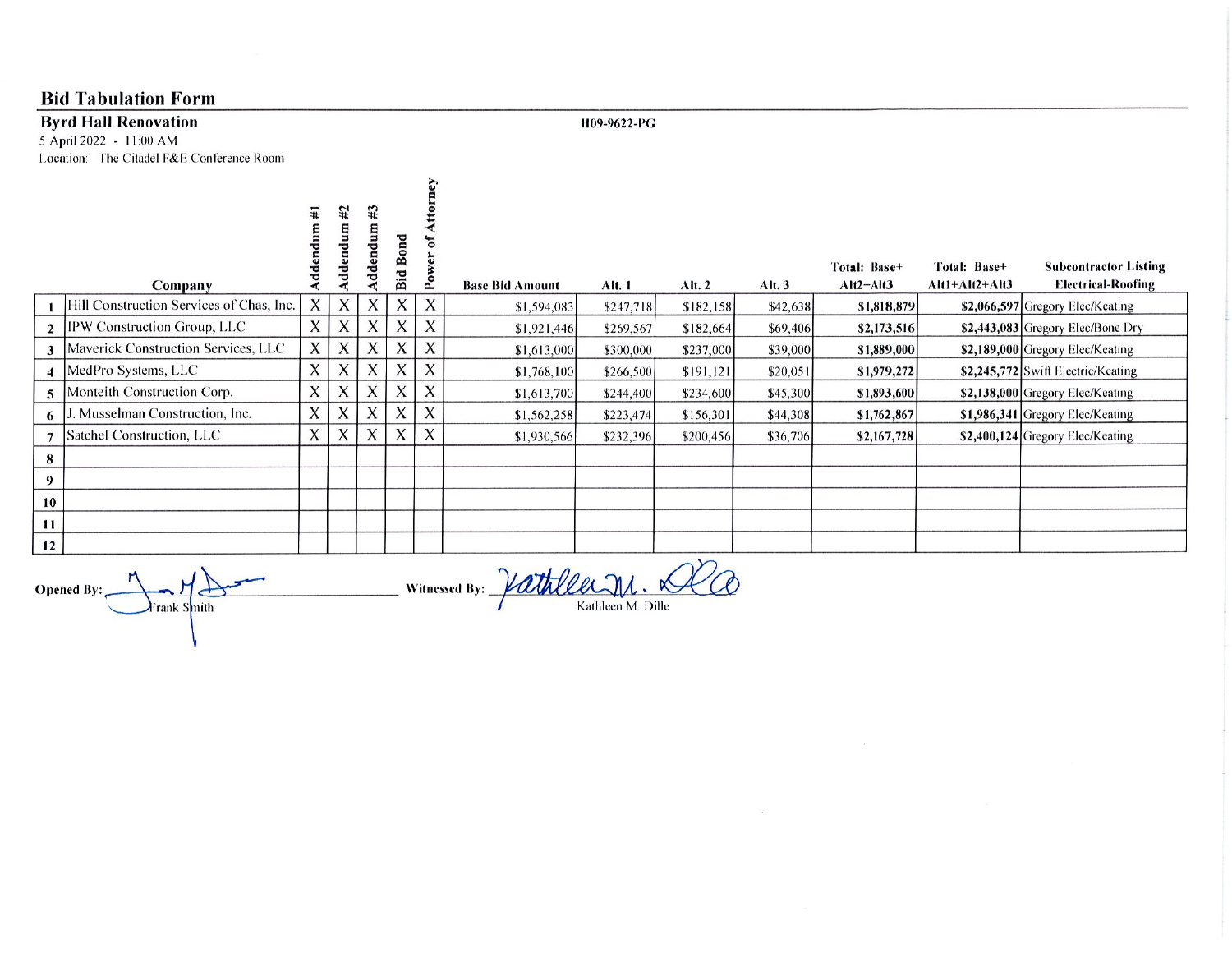## Bid Tabulation Form

**Byrd Hall Renovation** **H09-9622-PG**

5 April 2022 - 11:00 AM

Location: The Citadel F&E Conference Room

| | Company | Addendum #1 | Addendum #2 | Addendum #3 | Bid Bond | Power of Attorney | Base Bid Amount | Alt. 1 | Alt. 2 | Alt. 3 | Total: Base+ Alt2+Alt3 | Total: Base+ Alt1+Alt2+Alt3 | Subcontractor Listing Electrical-Roofing |
|---|---|---|---|---|---|---|---|---|---|---|---|---|---|
| 1 | Hill Construction Services of Chas, Inc. | X | X | X | X | X | $1,594,083 | $247,718 | $182,158 | $42,638 | **$1,818,879** | **$2,066,597** | Gregory Elec/Keating |
| 2 | IPW Construction Group, LLC | X | X | X | X | X | $1,921,446 | $269,567 | $182,664 | $69,406 | **$2,173,516** | **$2,443,083** | Gregory Elec/Bone Dry |
| 3 | Maverick Construction Services, LLC | X | X | X | X | X | $1,613,000 | $300,000 | $237,000 | $39,000 | **$1,889,000** | **$2,189,000** | Gregory Elec/Keating |
| 4 | MedPro Systems, LLC | X | X | X | X | X | $1,768,100 | $266,500 | $191,121 | $20,051 | **$1,979,272** | **$2,245,772** | Swift Electric/Keating |
| 5 | Monteith Construction Corp. | X | X | X | X | X | $1,613,700 | $244,400 | $234,600 | $45,300 | **$1,893,600** | **$2,138,000** | Gregory Elec/Keating |
| 6 | J. Musselman Construction, Inc. | X | X | X | X | X | $1,562,258 | $223,474 | $156,301 | $44,308 | **$1,762,867** | **$1,986,341** | Gregory Elec/Keating |
| 7 | Satchel Construction, LLC | X | X | X | X | X | $1,930,566 | $232,396 | $200,456 | $36,706 | **$2,167,728** | **$2,400,124** | Gregory Elec/Keating |
| 8 | | | | | | | | | | | | | |
| 9 | | | | | | | | | | | | | |
| 10 | | | | | | | | | | | | | |
| 11 | | | | | | | | | | | | | |
| 12 | | | | | | | | | | | | | |

**Opened By:** Frank Smith

**Witnessed By:** Kathleen M. Dille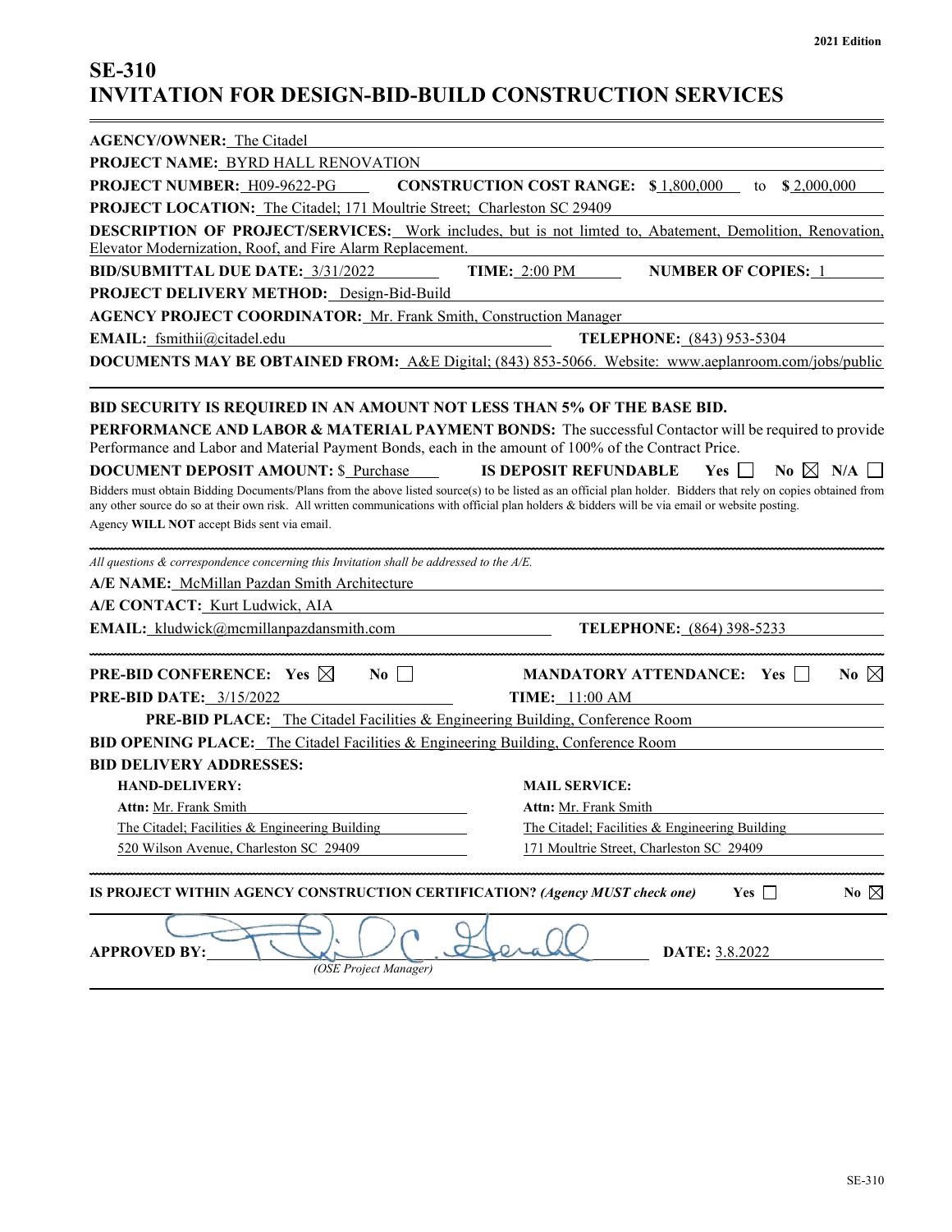# SE-310
# INVITATION FOR DESIGN-BID-BUILD CONSTRUCTION SERVICES

**AGENCY/OWNER:** The Citadel

**PROJECT NAME:** BYRD HALL RENOVATION

**PROJECT NUMBER:** H09-9622-PG **CONSTRUCTION COST RANGE:** $ 1,800,000 to $ 2,000,000

**PROJECT LOCATION:** The Citadel; 171 Moultrie Street; Charleston SC 29409

**DESCRIPTION OF PROJECT/SERVICES:** Work includes, but is not limted to, Abatement, Demolition, Renovation, Elevator Modernization, Roof, and Fire Alarm Replacement.

**BID/SUBMITTAL DUE DATE:** 3/31/2022 **TIME:** 2:00 PM **NUMBER OF COPIES:** 1

**PROJECT DELIVERY METHOD:** Design-Bid-Build

**AGENCY PROJECT COORDINATOR:** Mr. Frank Smith, Construction Manager

**EMAIL:** fsmithii@citadel.edu **TELEPHONE:** (843) 953-5304

**DOCUMENTS MAY BE OBTAINED FROM:** A&E Digital; (843) 853-5066. Website: www.aeplanroom.com/jobs/public

---

**BID SECURITY IS REQUIRED IN AN AMOUNT NOT LESS THAN 5% OF THE BASE BID.**

**PERFORMANCE AND LABOR & MATERIAL PAYMENT BONDS:** The successful Contactor will be required to provide Performance and Labor and Material Payment Bonds, each in the amount of 100% of the Contract Price.

**DOCUMENT DEPOSIT AMOUNT:** $ Purchase **IS DEPOSIT REFUNDABLE** Yes ☐ No ☒ N/A ☐

Bidders must obtain Bidding Documents/Plans from the above listed source(s) to be listed as an official plan holder. Bidders that rely on copies obtained from any other source do so at their own risk. All written communications with official plan holders & bidders will be via email or website posting.

Agency **WILL NOT** accept Bids sent via email.

---

*All questions & correspondence concerning this Invitation shall be addressed to the A/E.*

**A/E NAME:** McMillan Pazdan Smith Architecture

**A/E CONTACT:** Kurt Ludwick, AIA

**EMAIL:** kludwick@mcmillanpazdansmith.com **TELEPHONE:** (864) 398-5233

---

**PRE-BID CONFERENCE:** Yes ☒ No ☐ **MANDATORY ATTENDANCE:** Yes ☐ No ☒

**PRE-BID DATE:** 3/15/2022 **TIME:** 11:00 AM

**PRE-BID PLACE:** The Citadel Facilities & Engineering Building, Conference Room

**BID OPENING PLACE:** The Citadel Facilities & Engineering Building, Conference Room

**BID DELIVERY ADDRESSES:**

| **HAND-DELIVERY:** | **MAIL SERVICE:** |
|---|---|
| **Attn:** Mr. Frank Smith | **Attn:** Mr. Frank Smith |
| The Citadel; Facilities & Engineering Building | The Citadel; Facilities & Engineering Building |
| 520 Wilson Avenue, Charleston SC 29409 | 171 Moultrie Street, Charleston SC 29409 |

---

**IS PROJECT WITHIN AGENCY CONSTRUCTION CERTIFICATION?** *(Agency MUST check one)* Yes ☐ No ☒

**APPROVED BY:** *(signature)* **DATE:** 3.8.2022

*(OSE Project Manager)*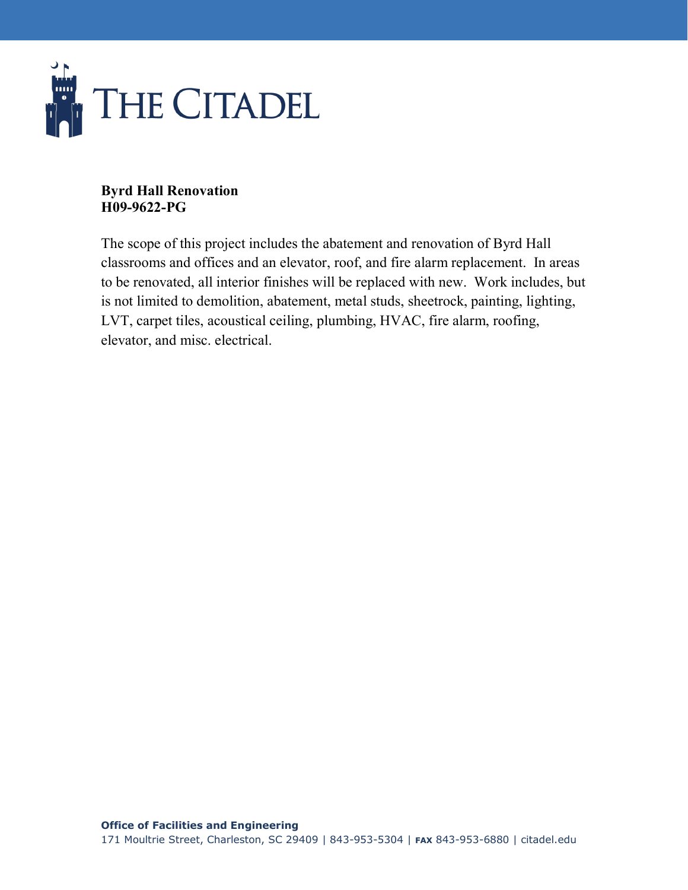# THE CITADEL

**Byrd Hall Renovation**
**H09-9622-PG**

The scope of this project includes the abatement and renovation of Byrd Hall classrooms and offices and an elevator, roof, and fire alarm replacement. In areas to be renovated, all interior finishes will be replaced with new. Work includes, but is not limited to demolition, abatement, metal studs, sheetrock, painting, lighting, LVT, carpet tiles, acoustical ceiling, plumbing, HVAC, fire alarm, roofing, elevator, and misc. electrical.

**Office of Facilities and Engineering**
171 Moultrie Street, Charleston, SC 29409 | 843-953-5304 | FAX 843-953-6880 | citadel.edu